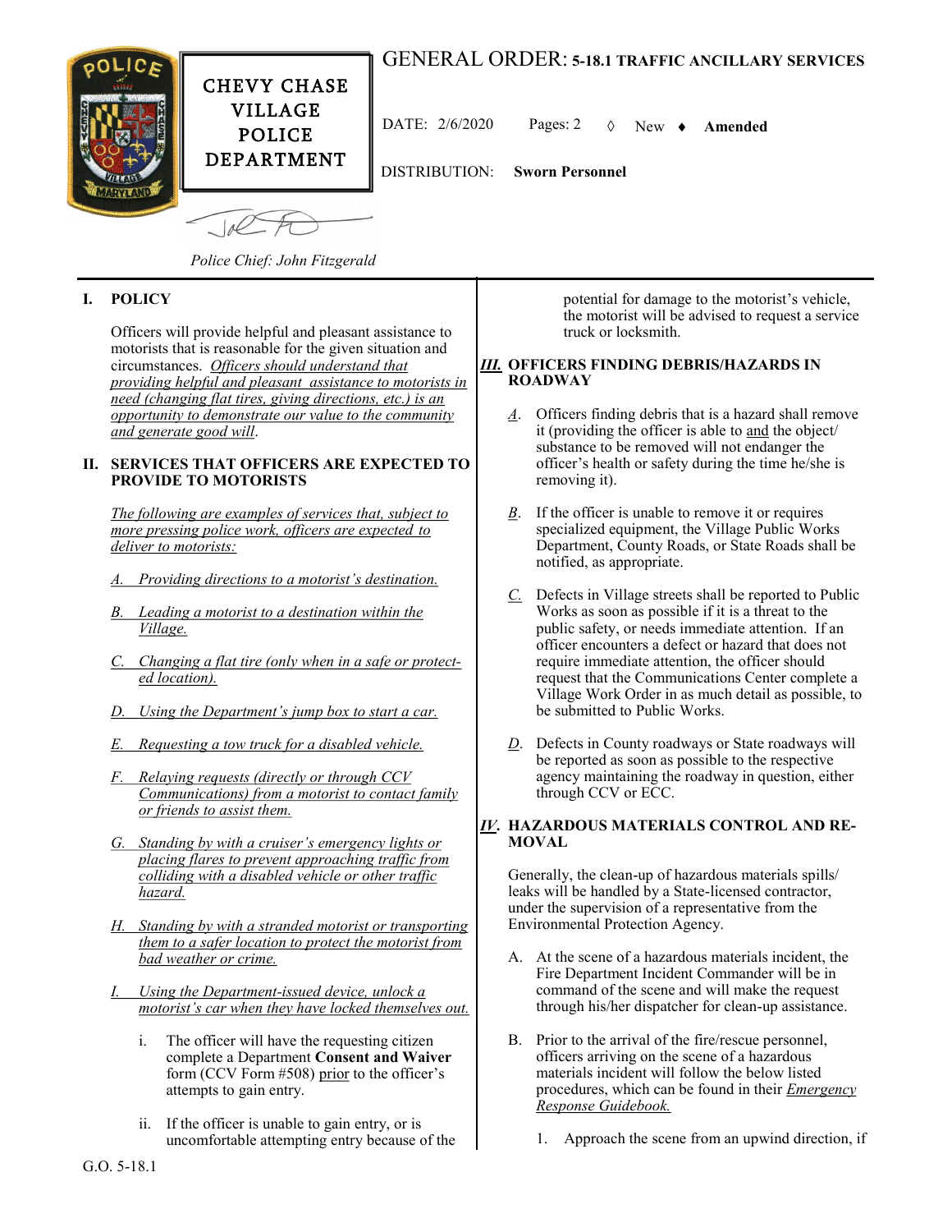# GENERAL ORDER: 5-18.1 TRAFFIC ANCILLARY SERVICES

**CHEVY CHASE VILLAGE POLICE DEPARTMENT**

DATE: 2/6/2020 Pages: 2 ◊ New ♦ **Amended**

DISTRIBUTION: **Sworn Personnel**

*Police Chief: John Fitzgerald*

## I. POLICY

Officers will provide helpful and pleasant assistance to motorists that is reasonable for the given situation and circumstances. *Officers should understand that providing helpful and pleasant assistance to motorists in need (changing flat tires, giving directions, etc.) is an opportunity to demonstrate our value to the community and generate good will*.

## II. SERVICES THAT OFFICERS ARE EXPECTED TO PROVIDE TO MOTORISTS

*The following are examples of services that, subject to more pressing police work, officers are expected to deliver to motorists:*

*A. Providing directions to a motorist's destination.*

*B. Leading a motorist to a destination within the Village.*

*C. Changing a flat tire (only when in a safe or protected location).*

*D. Using the Department's jump box to start a car.*

*E. Requesting a tow truck for a disabled vehicle.*

*F. Relaying requests (directly or through CCV Communications) from a motorist to contact family or friends to assist them.*

*G. Standing by with a cruiser's emergency lights or placing flares to prevent approaching traffic from colliding with a disabled vehicle or other traffic hazard.*

*H. Standing by with a stranded motorist or transporting them to a safer location to protect the motorist from bad weather or crime.*

*I. Using the Department-issued device, unlock a motorist's car when they have locked themselves out.*

i. The officer will have the requesting citizen complete a Department **Consent and Waiver** form (CCV Form #508) prior to the officer's attempts to gain entry.

ii. If the officer is unable to gain entry, or is uncomfortable attempting entry because of the potential for damage to the motorist's vehicle, the motorist will be advised to request a service truck or locksmith.

## *III.* OFFICERS FINDING DEBRIS/HAZARDS IN ROADWAY

*A*. Officers finding debris that is a hazard shall remove it (providing the officer is able to and the object/ substance to be removed will not endanger the officer's health or safety during the time he/she is removing it).

*B*. If the officer is unable to remove it or requires specialized equipment, the Village Public Works Department, County Roads, or State Roads shall be notified, as appropriate.

*C.* Defects in Village streets shall be reported to Public Works as soon as possible if it is a threat to the public safety, or needs immediate attention. If an officer encounters a defect or hazard that does not require immediate attention, the officer should request that the Communications Center complete a Village Work Order in as much detail as possible, to be submitted to Public Works.

*D*. Defects in County roadways or State roadways will be reported as soon as possible to the respective agency maintaining the roadway in question, either through CCV or ECC.

## *IV*. HAZARDOUS MATERIALS CONTROL AND REMOVAL

Generally, the clean-up of hazardous materials spills/ leaks will be handled by a State-licensed contractor, under the supervision of a representative from the Environmental Protection Agency.

A. At the scene of a hazardous materials incident, the Fire Department Incident Commander will be in command of the scene and will make the request through his/her dispatcher for clean-up assistance.

B. Prior to the arrival of the fire/rescue personnel, officers arriving on the scene of a hazardous materials incident will follow the below listed procedures, which can be found in their *Emergency Response Guidebook.*

1. Approach the scene from an upwind direction, if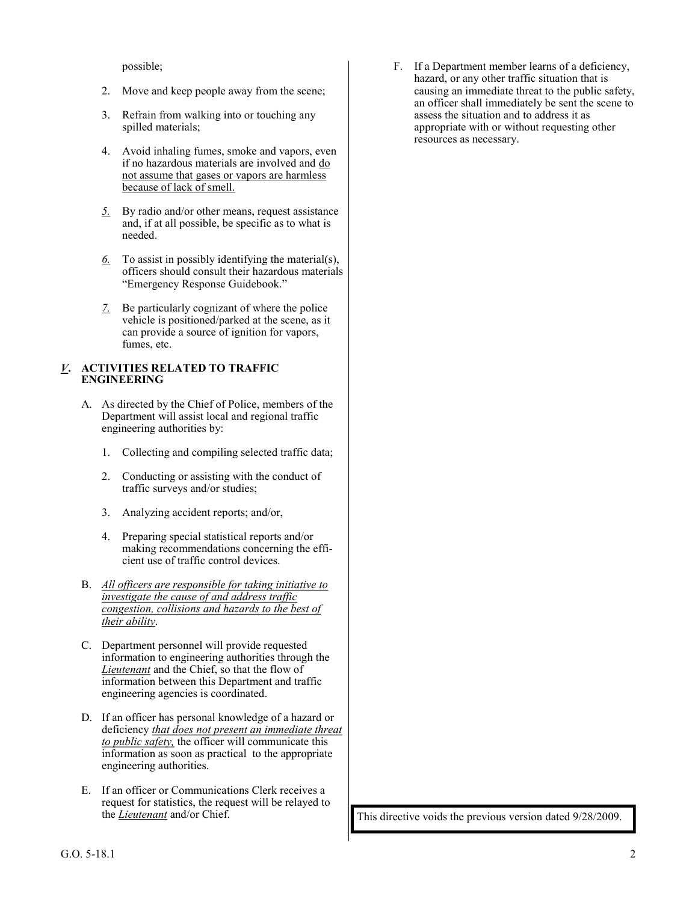possible;

2. Move and keep people away from the scene;

3. Refrain from walking into or touching any spilled materials;

4. Avoid inhaling fumes, smoke and vapors, even if no hazardous materials are involved and do not assume that gases or vapors are harmless because of lack of smell.

*5.* By radio and/or other means, request assistance and, if at all possible, be specific as to what is needed.

*6.* To assist in possibly identifying the material(s), officers should consult their hazardous materials "Emergency Response Guidebook."

*7.* Be particularly cognizant of where the police vehicle is positioned/parked at the scene, as it can provide a source of ignition for vapors, fumes, etc.

## *V*. ACTIVITIES RELATED TO TRAFFIC ENGINEERING

A. As directed by the Chief of Police, members of the Department will assist local and regional traffic engineering authorities by:

1. Collecting and compiling selected traffic data;

2. Conducting or assisting with the conduct of traffic surveys and/or studies;

3. Analyzing accident reports; and/or,

4. Preparing special statistical reports and/or making recommendations concerning the efficient use of traffic control devices.

B. *All officers are responsible for taking initiative to investigate the cause of and address traffic congestion, collisions and hazards to the best of their ability*.

C. Department personnel will provide requested information to engineering authorities through the *Lieutenant* and the Chief, so that the flow of information between this Department and traffic engineering agencies is coordinated.

D. If an officer has personal knowledge of a hazard or deficiency *that does not present an immediate threat to public safety,* the officer will communicate this information as soon as practical to the appropriate engineering authorities.

E. If an officer or Communications Clerk receives a request for statistics, the request will be relayed to the *Lieutenant* and/or Chief.

F. If a Department member learns of a deficiency, hazard, or any other traffic situation that is causing an immediate threat to the public safety, an officer shall immediately be sent the scene to assess the situation and to address it as appropriate with or without requesting other resources as necessary.

This directive voids the previous version dated 9/28/2009.